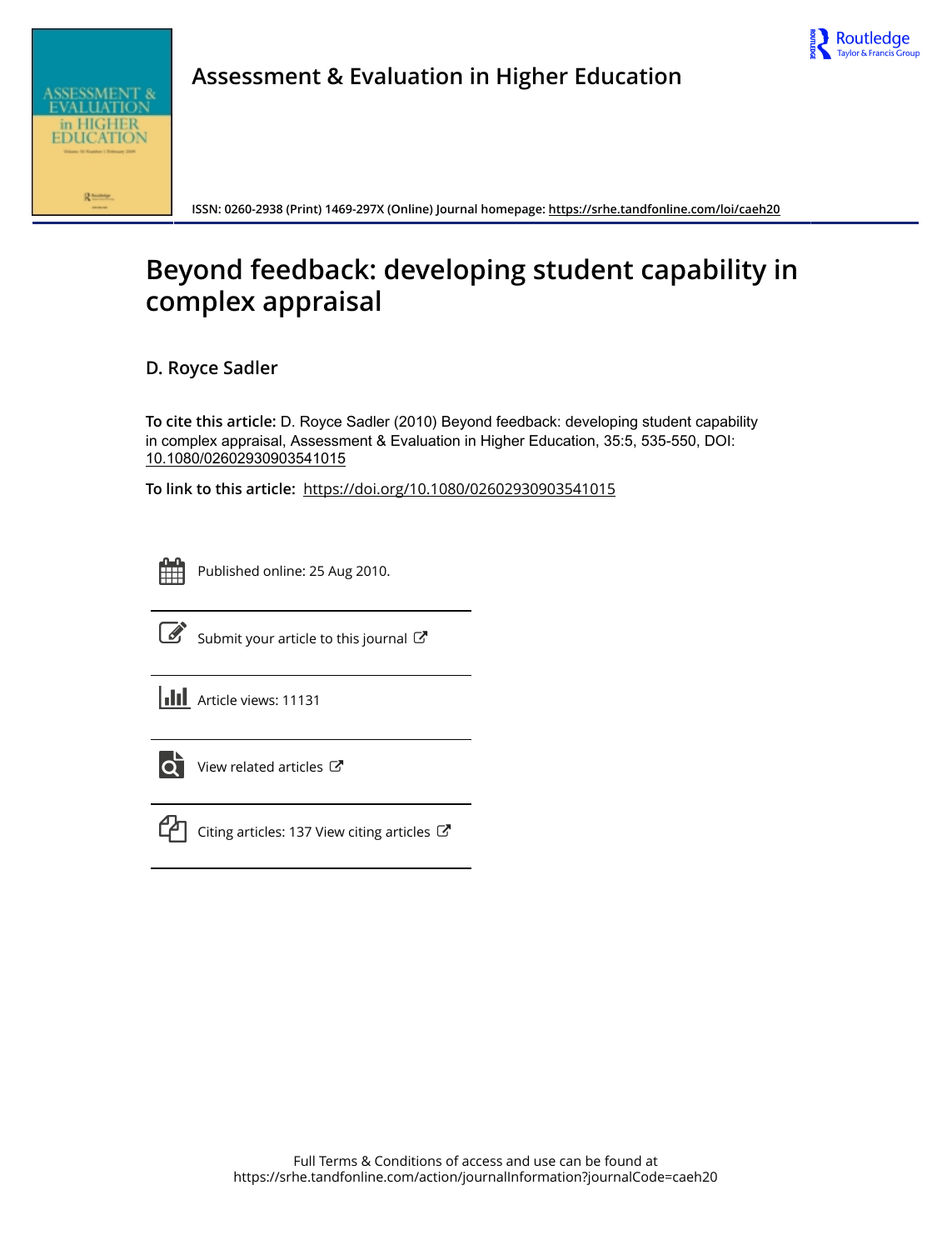Assessment & Evaluation in Higher Education

ISSN: 0260-2938 (Print) 1469-297X (Online) Journal homepage: https://srhe.tandfonline.com/loi/caeh20

# Beyond feedback: developing student capability in complex appraisal

**D. Royce Sadler**

**To cite this article:** D. Royce Sadler (2010) Beyond feedback: developing student capability in complex appraisal, Assessment & Evaluation in Higher Education, 35:5, 535-550, DOI: 10.1080/02602930903541015

**To link to this article:** https://doi.org/10.1080/02602930903541015

Published online: 25 Aug 2010.

Submit your article to this journal

Article views: 11131

View related articles

Citing articles: 137 View citing articles

Full Terms & Conditions of access and use can be found at
https://srhe.tandfonline.com/action/journalInformation?journalCode=caeh20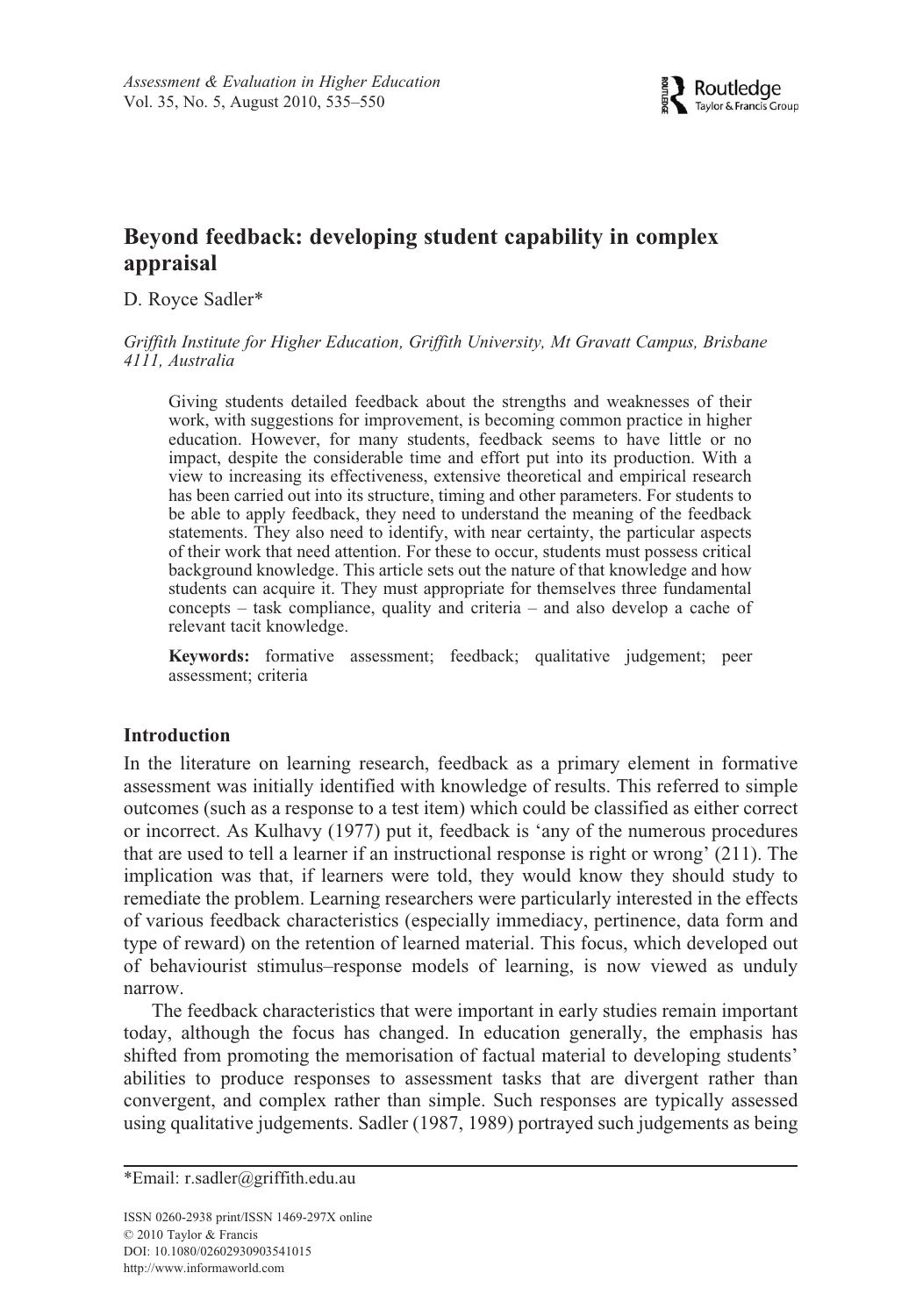# Beyond feedback: developing student capability in complex appraisal

D. Royce Sadler*

*Griffith Institute for Higher Education, Griffith University, Mt Gravatt Campus, Brisbane 4111, Australia*

Giving students detailed feedback about the strengths and weaknesses of their work, with suggestions for improvement, is becoming common practice in higher education. However, for many students, feedback seems to have little or no impact, despite the considerable time and effort put into its production. With a view to increasing its effectiveness, extensive theoretical and empirical research has been carried out into its structure, timing and other parameters. For students to be able to apply feedback, they need to understand the meaning of the feedback statements. They also need to identify, with near certainty, the particular aspects of their work that need attention. For these to occur, students must possess critical background knowledge. This article sets out the nature of that knowledge and how students can acquire it. They must appropriate for themselves three fundamental concepts – task compliance, quality and criteria – and also develop a cache of relevant tacit knowledge.

**Keywords:** formative assessment; feedback; qualitative judgement; peer assessment; criteria

## Introduction

In the literature on learning research, feedback as a primary element in formative assessment was initially identified with knowledge of results. This referred to simple outcomes (such as a response to a test item) which could be classified as either correct or incorrect. As Kulhavy (1977) put it, feedback is 'any of the numerous procedures that are used to tell a learner if an instructional response is right or wrong' (211). The implication was that, if learners were told, they would know they should study to remediate the problem. Learning researchers were particularly interested in the effects of various feedback characteristics (especially immediacy, pertinence, data form and type of reward) on the retention of learned material. This focus, which developed out of behaviourist stimulus–response models of learning, is now viewed as unduly narrow.

The feedback characteristics that were important in early studies remain important today, although the focus has changed. In education generally, the emphasis has shifted from promoting the memorisation of factual material to developing students' abilities to produce responses to assessment tasks that are divergent rather than convergent, and complex rather than simple. Such responses are typically assessed using qualitative judgements. Sadler (1987, 1989) portrayed such judgements as being

*Email: r.sadler@griffith.edu.au

ISSN 0260-2938 print/ISSN 1469-297X online
© 2010 Taylor & Francis
DOI: 10.1080/02602930903541015
http://www.informaworld.com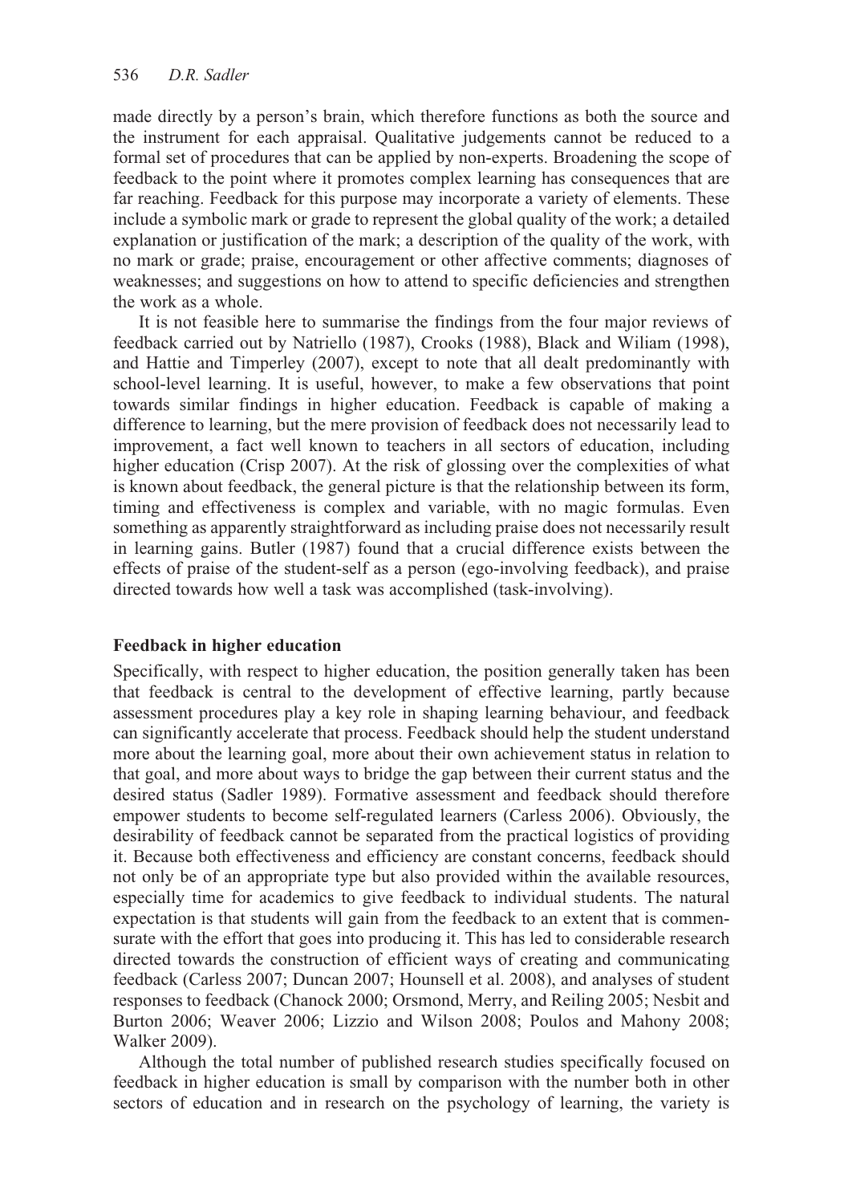made directly by a person's brain, which therefore functions as both the source and the instrument for each appraisal. Qualitative judgements cannot be reduced to a formal set of procedures that can be applied by non-experts. Broadening the scope of feedback to the point where it promotes complex learning has consequences that are far reaching. Feedback for this purpose may incorporate a variety of elements. These include a symbolic mark or grade to represent the global quality of the work; a detailed explanation or justification of the mark; a description of the quality of the work, with no mark or grade; praise, encouragement or other affective comments; diagnoses of weaknesses; and suggestions on how to attend to specific deficiencies and strengthen the work as a whole.

It is not feasible here to summarise the findings from the four major reviews of feedback carried out by Natriello (1987), Crooks (1988), Black and Wiliam (1998), and Hattie and Timperley (2007), except to note that all dealt predominantly with school-level learning. It is useful, however, to make a few observations that point towards similar findings in higher education. Feedback is capable of making a difference to learning, but the mere provision of feedback does not necessarily lead to improvement, a fact well known to teachers in all sectors of education, including higher education (Crisp 2007). At the risk of glossing over the complexities of what is known about feedback, the general picture is that the relationship between its form, timing and effectiveness is complex and variable, with no magic formulas. Even something as apparently straightforward as including praise does not necessarily result in learning gains. Butler (1987) found that a crucial difference exists between the effects of praise of the student-self as a person (ego-involving feedback), and praise directed towards how well a task was accomplished (task-involving).

## Feedback in higher education

Specifically, with respect to higher education, the position generally taken has been that feedback is central to the development of effective learning, partly because assessment procedures play a key role in shaping learning behaviour, and feedback can significantly accelerate that process. Feedback should help the student understand more about the learning goal, more about their own achievement status in relation to that goal, and more about ways to bridge the gap between their current status and the desired status (Sadler 1989). Formative assessment and feedback should therefore empower students to become self-regulated learners (Carless 2006). Obviously, the desirability of feedback cannot be separated from the practical logistics of providing it. Because both effectiveness and efficiency are constant concerns, feedback should not only be of an appropriate type but also provided within the available resources, especially time for academics to give feedback to individual students. The natural expectation is that students will gain from the feedback to an extent that is commensurate with the effort that goes into producing it. This has led to considerable research directed towards the construction of efficient ways of creating and communicating feedback (Carless 2007; Duncan 2007; Hounsell et al. 2008), and analyses of student responses to feedback (Chanock 2000; Orsmond, Merry, and Reiling 2005; Nesbit and Burton 2006; Weaver 2006; Lizzio and Wilson 2008; Poulos and Mahony 2008; Walker 2009).

Although the total number of published research studies specifically focused on feedback in higher education is small by comparison with the number both in other sectors of education and in research on the psychology of learning, the variety is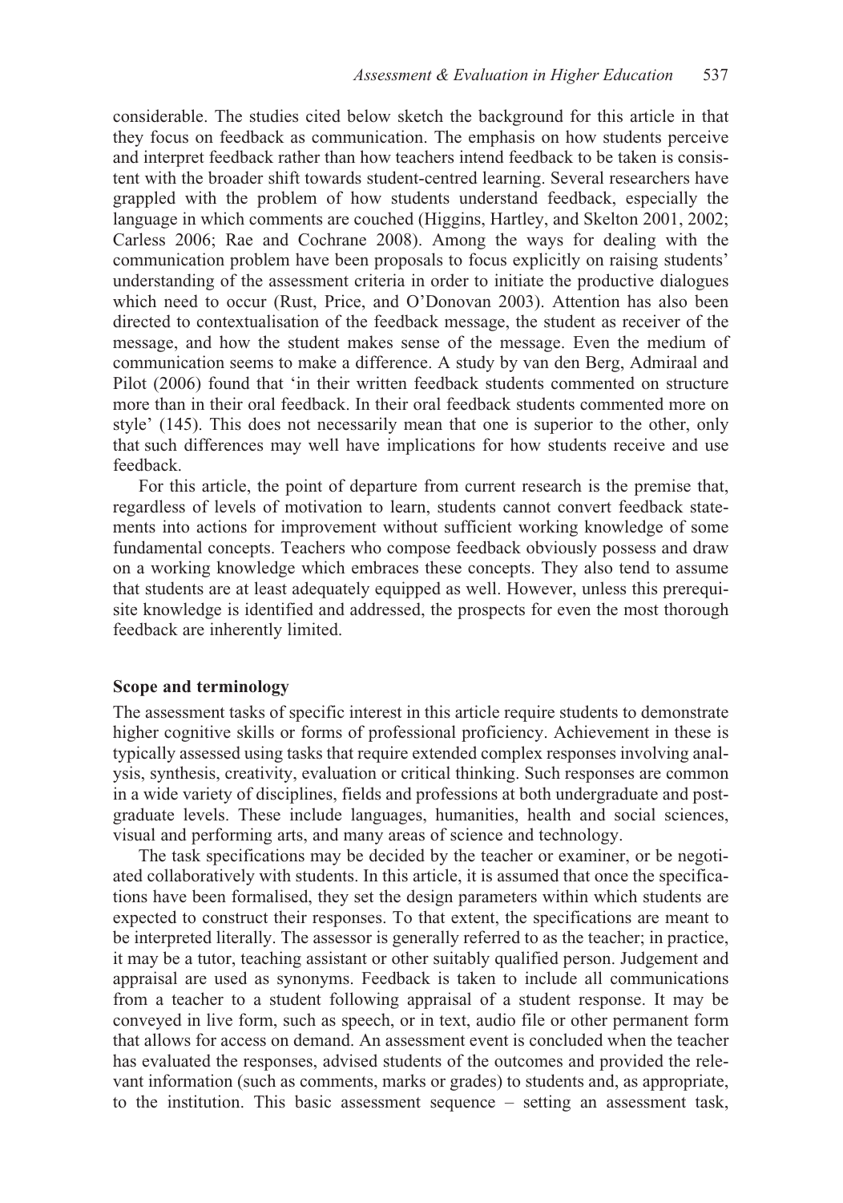considerable. The studies cited below sketch the background for this article in that they focus on feedback as communication. The emphasis on how students perceive and interpret feedback rather than how teachers intend feedback to be taken is consistent with the broader shift towards student-centred learning. Several researchers have grappled with the problem of how students understand feedback, especially the language in which comments are couched (Higgins, Hartley, and Skelton 2001, 2002; Carless 2006; Rae and Cochrane 2008). Among the ways for dealing with the communication problem have been proposals to focus explicitly on raising students' understanding of the assessment criteria in order to initiate the productive dialogues which need to occur (Rust, Price, and O'Donovan 2003). Attention has also been directed to contextualisation of the feedback message, the student as receiver of the message, and how the student makes sense of the message. Even the medium of communication seems to make a difference. A study by van den Berg, Admiraal and Pilot (2006) found that 'in their written feedback students commented on structure more than in their oral feedback. In their oral feedback students commented more on style' (145). This does not necessarily mean that one is superior to the other, only that such differences may well have implications for how students receive and use feedback.

For this article, the point of departure from current research is the premise that, regardless of levels of motivation to learn, students cannot convert feedback statements into actions for improvement without sufficient working knowledge of some fundamental concepts. Teachers who compose feedback obviously possess and draw on a working knowledge which embraces these concepts. They also tend to assume that students are at least adequately equipped as well. However, unless this prerequisite knowledge is identified and addressed, the prospects for even the most thorough feedback are inherently limited.

### Scope and terminology

The assessment tasks of specific interest in this article require students to demonstrate higher cognitive skills or forms of professional proficiency. Achievement in these is typically assessed using tasks that require extended complex responses involving analysis, synthesis, creativity, evaluation or critical thinking. Such responses are common in a wide variety of disciplines, fields and professions at both undergraduate and postgraduate levels. These include languages, humanities, health and social sciences, visual and performing arts, and many areas of science and technology.

The task specifications may be decided by the teacher or examiner, or be negotiated collaboratively with students. In this article, it is assumed that once the specifications have been formalised, they set the design parameters within which students are expected to construct their responses. To that extent, the specifications are meant to be interpreted literally. The assessor is generally referred to as the teacher; in practice, it may be a tutor, teaching assistant or other suitably qualified person. Judgement and appraisal are used as synonyms. Feedback is taken to include all communications from a teacher to a student following appraisal of a student response. It may be conveyed in live form, such as speech, or in text, audio file or other permanent form that allows for access on demand. An assessment event is concluded when the teacher has evaluated the responses, advised students of the outcomes and provided the relevant information (such as comments, marks or grades) to students and, as appropriate, to the institution. This basic assessment sequence – setting an assessment task,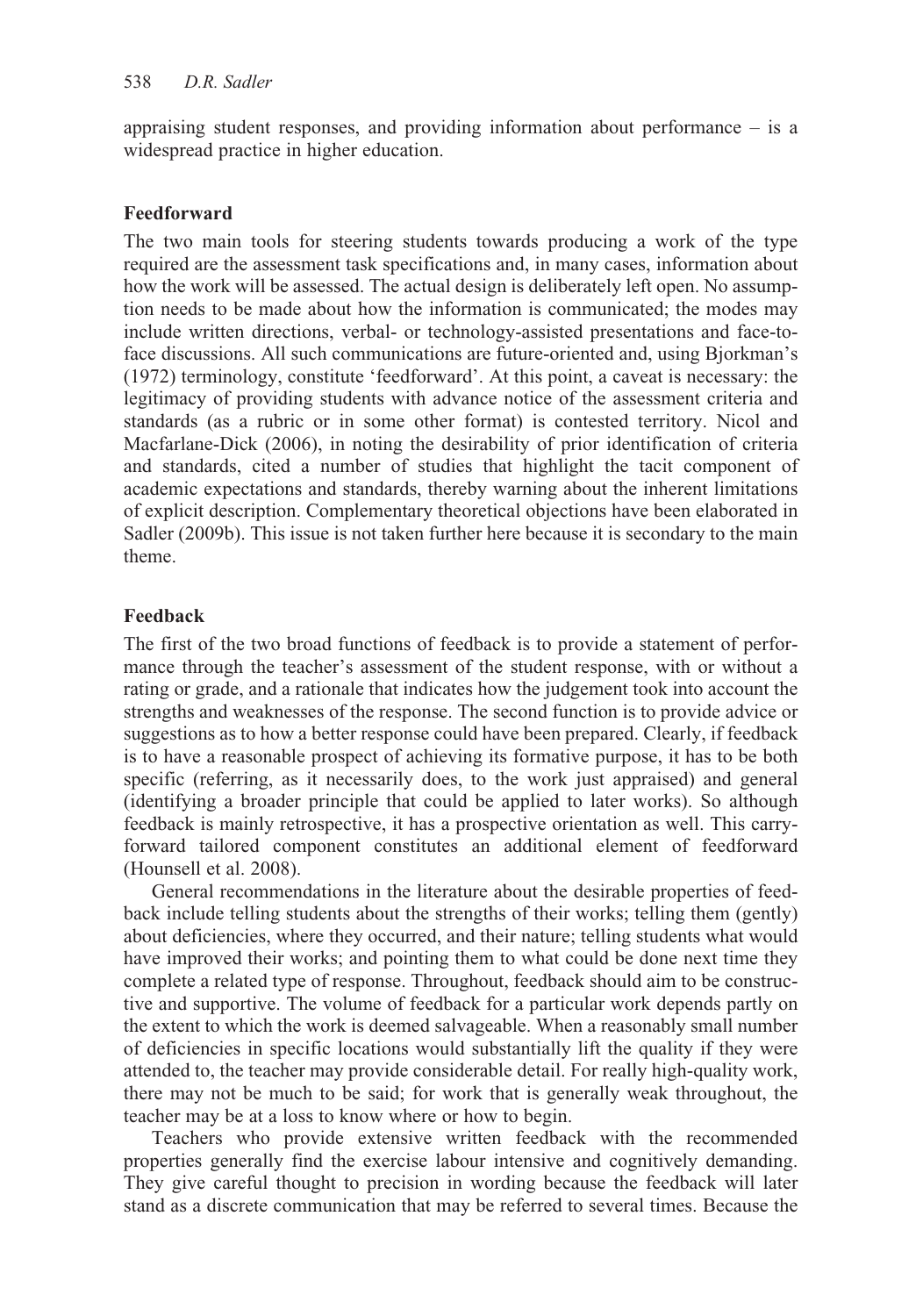appraising student responses, and providing information about performance – is a widespread practice in higher education.

### Feedforward

The two main tools for steering students towards producing a work of the type required are the assessment task specifications and, in many cases, information about how the work will be assessed. The actual design is deliberately left open. No assumption needs to be made about how the information is communicated; the modes may include written directions, verbal- or technology-assisted presentations and face-to-face discussions. All such communications are future-oriented and, using Bjorkman's (1972) terminology, constitute 'feedforward'. At this point, a caveat is necessary: the legitimacy of providing students with advance notice of the assessment criteria and standards (as a rubric or in some other format) is contested territory. Nicol and Macfarlane-Dick (2006), in noting the desirability of prior identification of criteria and standards, cited a number of studies that highlight the tacit component of academic expectations and standards, thereby warning about the inherent limitations of explicit description. Complementary theoretical objections have been elaborated in Sadler (2009b). This issue is not taken further here because it is secondary to the main theme.

### Feedback

The first of the two broad functions of feedback is to provide a statement of performance through the teacher's assessment of the student response, with or without a rating or grade, and a rationale that indicates how the judgement took into account the strengths and weaknesses of the response. The second function is to provide advice or suggestions as to how a better response could have been prepared. Clearly, if feedback is to have a reasonable prospect of achieving its formative purpose, it has to be both specific (referring, as it necessarily does, to the work just appraised) and general (identifying a broader principle that could be applied to later works). So although feedback is mainly retrospective, it has a prospective orientation as well. This carry-forward tailored component constitutes an additional element of feedforward (Hounsell et al. 2008).

General recommendations in the literature about the desirable properties of feedback include telling students about the strengths of their works; telling them (gently) about deficiencies, where they occurred, and their nature; telling students what would have improved their works; and pointing them to what could be done next time they complete a related type of response. Throughout, feedback should aim to be constructive and supportive. The volume of feedback for a particular work depends partly on the extent to which the work is deemed salvageable. When a reasonably small number of deficiencies in specific locations would substantially lift the quality if they were attended to, the teacher may provide considerable detail. For really high-quality work, there may not be much to be said; for work that is generally weak throughout, the teacher may be at a loss to know where or how to begin.

Teachers who provide extensive written feedback with the recommended properties generally find the exercise labour intensive and cognitively demanding. They give careful thought to precision in wording because the feedback will later stand as a discrete communication that may be referred to several times. Because the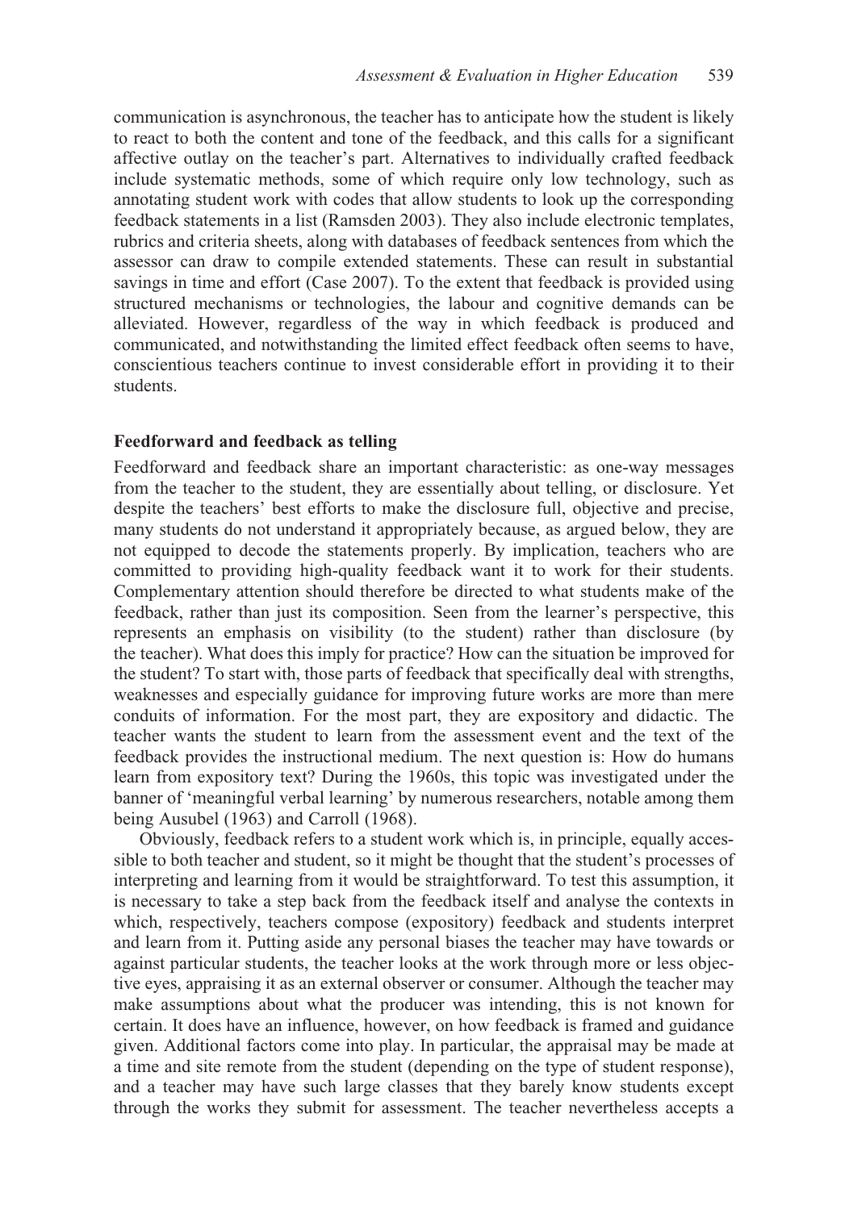communication is asynchronous, the teacher has to anticipate how the student is likely to react to both the content and tone of the feedback, and this calls for a significant affective outlay on the teacher's part. Alternatives to individually crafted feedback include systematic methods, some of which require only low technology, such as annotating student work with codes that allow students to look up the corresponding feedback statements in a list (Ramsden 2003). They also include electronic templates, rubrics and criteria sheets, along with databases of feedback sentences from which the assessor can draw to compile extended statements. These can result in substantial savings in time and effort (Case 2007). To the extent that feedback is provided using structured mechanisms or technologies, the labour and cognitive demands can be alleviated. However, regardless of the way in which feedback is produced and communicated, and notwithstanding the limited effect feedback often seems to have, conscientious teachers continue to invest considerable effort in providing it to their students.

## Feedforward and feedback as telling

Feedforward and feedback share an important characteristic: as one-way messages from the teacher to the student, they are essentially about telling, or disclosure. Yet despite the teachers' best efforts to make the disclosure full, objective and precise, many students do not understand it appropriately because, as argued below, they are not equipped to decode the statements properly. By implication, teachers who are committed to providing high-quality feedback want it to work for their students. Complementary attention should therefore be directed to what students make of the feedback, rather than just its composition. Seen from the learner's perspective, this represents an emphasis on visibility (to the student) rather than disclosure (by the teacher). What does this imply for practice? How can the situation be improved for the student? To start with, those parts of feedback that specifically deal with strengths, weaknesses and especially guidance for improving future works are more than mere conduits of information. For the most part, they are expository and didactic. The teacher wants the student to learn from the assessment event and the text of the feedback provides the instructional medium. The next question is: How do humans learn from expository text? During the 1960s, this topic was investigated under the banner of 'meaningful verbal learning' by numerous researchers, notable among them being Ausubel (1963) and Carroll (1968).

Obviously, feedback refers to a student work which is, in principle, equally accessible to both teacher and student, so it might be thought that the student's processes of interpreting and learning from it would be straightforward. To test this assumption, it is necessary to take a step back from the feedback itself and analyse the contexts in which, respectively, teachers compose (expository) feedback and students interpret and learn from it. Putting aside any personal biases the teacher may have towards or against particular students, the teacher looks at the work through more or less objective eyes, appraising it as an external observer or consumer. Although the teacher may make assumptions about what the producer was intending, this is not known for certain. It does have an influence, however, on how feedback is framed and guidance given. Additional factors come into play. In particular, the appraisal may be made at a time and site remote from the student (depending on the type of student response), and a teacher may have such large classes that they barely know students except through the works they submit for assessment. The teacher nevertheless accepts a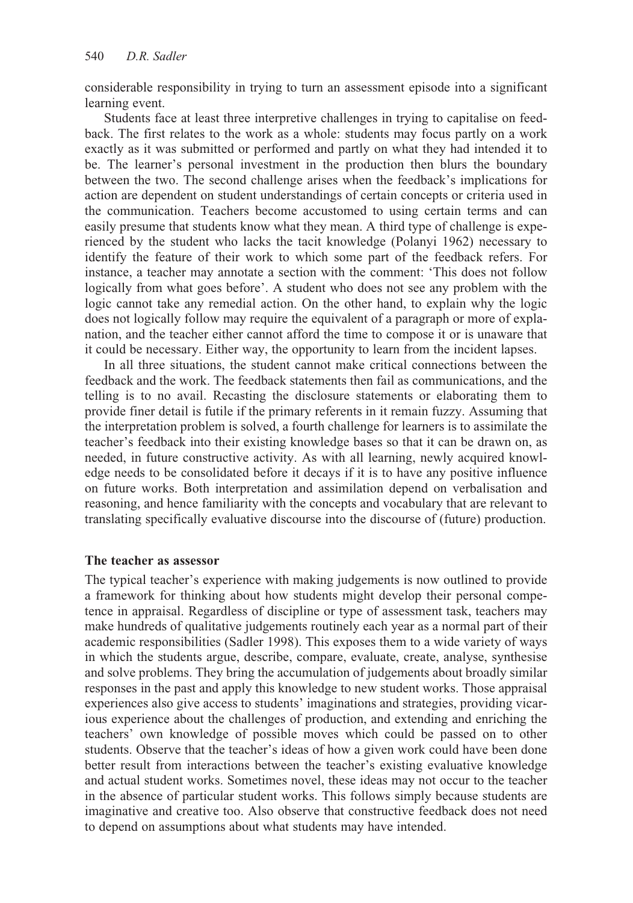considerable responsibility in trying to turn an assessment episode into a significant learning event.

Students face at least three interpretive challenges in trying to capitalise on feedback. The first relates to the work as a whole: students may focus partly on a work exactly as it was submitted or performed and partly on what they had intended it to be. The learner's personal investment in the production then blurs the boundary between the two. The second challenge arises when the feedback's implications for action are dependent on student understandings of certain concepts or criteria used in the communication. Teachers become accustomed to using certain terms and can easily presume that students know what they mean. A third type of challenge is experienced by the student who lacks the tacit knowledge (Polanyi 1962) necessary to identify the feature of their work to which some part of the feedback refers. For instance, a teacher may annotate a section with the comment: 'This does not follow logically from what goes before'. A student who does not see any problem with the logic cannot take any remedial action. On the other hand, to explain why the logic does not logically follow may require the equivalent of a paragraph or more of explanation, and the teacher either cannot afford the time to compose it or is unaware that it could be necessary. Either way, the opportunity to learn from the incident lapses.

In all three situations, the student cannot make critical connections between the feedback and the work. The feedback statements then fail as communications, and the telling is to no avail. Recasting the disclosure statements or elaborating them to provide finer detail is futile if the primary referents in it remain fuzzy. Assuming that the interpretation problem is solved, a fourth challenge for learners is to assimilate the teacher's feedback into their existing knowledge bases so that it can be drawn on, as needed, in future constructive activity. As with all learning, newly acquired knowledge needs to be consolidated before it decays if it is to have any positive influence on future works. Both interpretation and assimilation depend on verbalisation and reasoning, and hence familiarity with the concepts and vocabulary that are relevant to translating specifically evaluative discourse into the discourse of (future) production.

### The teacher as assessor

The typical teacher's experience with making judgements is now outlined to provide a framework for thinking about how students might develop their personal competence in appraisal. Regardless of discipline or type of assessment task, teachers may make hundreds of qualitative judgements routinely each year as a normal part of their academic responsibilities (Sadler 1998). This exposes them to a wide variety of ways in which the students argue, describe, compare, evaluate, create, analyse, synthesise and solve problems. They bring the accumulation of judgements about broadly similar responses in the past and apply this knowledge to new student works. Those appraisal experiences also give access to students' imaginations and strategies, providing vicarious experience about the challenges of production, and extending and enriching the teachers' own knowledge of possible moves which could be passed on to other students. Observe that the teacher's ideas of how a given work could have been done better result from interactions between the teacher's existing evaluative knowledge and actual student works. Sometimes novel, these ideas may not occur to the teacher in the absence of particular student works. This follows simply because students are imaginative and creative too. Also observe that constructive feedback does not need to depend on assumptions about what students may have intended.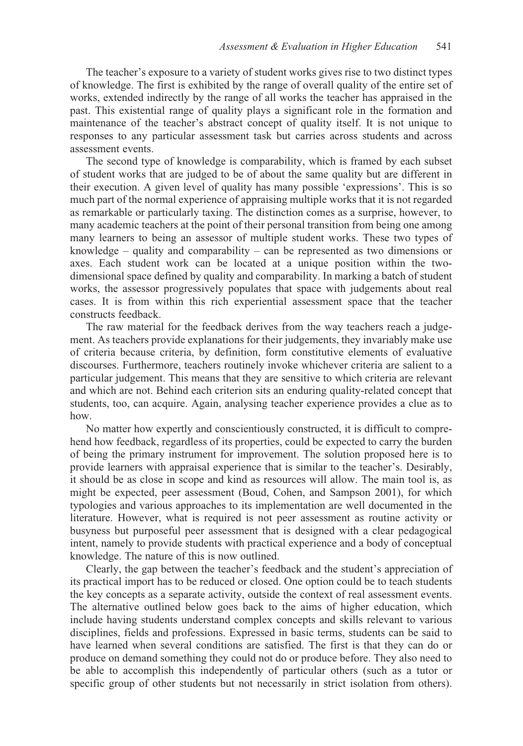The teacher's exposure to a variety of student works gives rise to two distinct types of knowledge. The first is exhibited by the range of overall quality of the entire set of works, extended indirectly by the range of all works the teacher has appraised in the past. This existential range of quality plays a significant role in the formation and maintenance of the teacher's abstract concept of quality itself. It is not unique to responses to any particular assessment task but carries across students and across assessment events.

The second type of knowledge is comparability, which is framed by each subset of student works that are judged to be of about the same quality but are different in their execution. A given level of quality has many possible 'expressions'. This is so much part of the normal experience of appraising multiple works that it is not regarded as remarkable or particularly taxing. The distinction comes as a surprise, however, to many academic teachers at the point of their personal transition from being one among many learners to being an assessor of multiple student works. These two types of knowledge – quality and comparability – can be represented as two dimensions or axes. Each student work can be located at a unique position within the two-dimensional space defined by quality and comparability. In marking a batch of student works, the assessor progressively populates that space with judgements about real cases. It is from within this rich experiential assessment space that the teacher constructs feedback.

The raw material for the feedback derives from the way teachers reach a judgement. As teachers provide explanations for their judgements, they invariably make use of criteria because criteria, by definition, form constitutive elements of evaluative discourses. Furthermore, teachers routinely invoke whichever criteria are salient to a particular judgement. This means that they are sensitive to which criteria are relevant and which are not. Behind each criterion sits an enduring quality-related concept that students, too, can acquire. Again, analysing teacher experience provides a clue as to how.

No matter how expertly and conscientiously constructed, it is difficult to comprehend how feedback, regardless of its properties, could be expected to carry the burden of being the primary instrument for improvement. The solution proposed here is to provide learners with appraisal experience that is similar to the teacher's. Desirably, it should be as close in scope and kind as resources will allow. The main tool is, as might be expected, peer assessment (Boud, Cohen, and Sampson 2001), for which typologies and various approaches to its implementation are well documented in the literature. However, what is required is not peer assessment as routine activity or busyness but purposeful peer assessment that is designed with a clear pedagogical intent, namely to provide students with practical experience and a body of conceptual knowledge. The nature of this is now outlined.

Clearly, the gap between the teacher's feedback and the student's appreciation of its practical import has to be reduced or closed. One option could be to teach students the key concepts as a separate activity, outside the context of real assessment events. The alternative outlined below goes back to the aims of higher education, which include having students understand complex concepts and skills relevant to various disciplines, fields and professions. Expressed in basic terms, students can be said to have learned when several conditions are satisfied. The first is that they can do or produce on demand something they could not do or produce before. They also need to be able to accomplish this independently of particular others (such as a tutor or specific group of other students but not necessarily in strict isolation from others).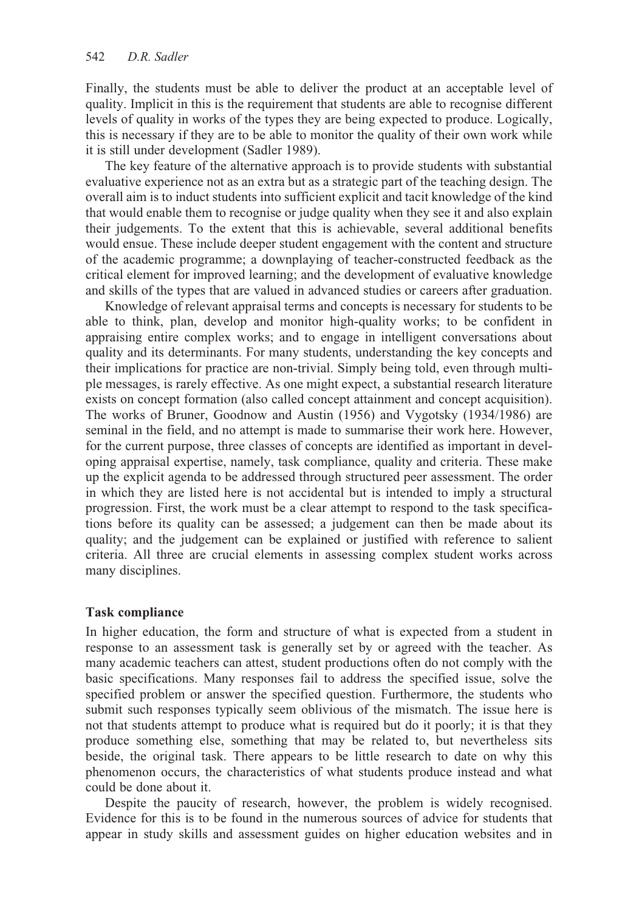Finally, the students must be able to deliver the product at an acceptable level of quality. Implicit in this is the requirement that students are able to recognise different levels of quality in works of the types they are being expected to produce. Logically, this is necessary if they are to be able to monitor the quality of their own work while it is still under development (Sadler 1989).

The key feature of the alternative approach is to provide students with substantial evaluative experience not as an extra but as a strategic part of the teaching design. The overall aim is to induct students into sufficient explicit and tacit knowledge of the kind that would enable them to recognise or judge quality when they see it and also explain their judgements. To the extent that this is achievable, several additional benefits would ensue. These include deeper student engagement with the content and structure of the academic programme; a downplaying of teacher-constructed feedback as the critical element for improved learning; and the development of evaluative knowledge and skills of the types that are valued in advanced studies or careers after graduation.

Knowledge of relevant appraisal terms and concepts is necessary for students to be able to think, plan, develop and monitor high-quality works; to be confident in appraising entire complex works; and to engage in intelligent conversations about quality and its determinants. For many students, understanding the key concepts and their implications for practice are non-trivial. Simply being told, even through multiple messages, is rarely effective. As one might expect, a substantial research literature exists on concept formation (also called concept attainment and concept acquisition). The works of Bruner, Goodnow and Austin (1956) and Vygotsky (1934/1986) are seminal in the field, and no attempt is made to summarise their work here. However, for the current purpose, three classes of concepts are identified as important in developing appraisal expertise, namely, task compliance, quality and criteria. These make up the explicit agenda to be addressed through structured peer assessment. The order in which they are listed here is not accidental but is intended to imply a structural progression. First, the work must be a clear attempt to respond to the task specifications before its quality can be assessed; a judgement can then be made about its quality; and the judgement can be explained or justified with reference to salient criteria. All three are crucial elements in assessing complex student works across many disciplines.

## Task compliance

In higher education, the form and structure of what is expected from a student in response to an assessment task is generally set by or agreed with the teacher. As many academic teachers can attest, student productions often do not comply with the basic specifications. Many responses fail to address the specified issue, solve the specified problem or answer the specified question. Furthermore, the students who submit such responses typically seem oblivious of the mismatch. The issue here is not that students attempt to produce what is required but do it poorly; it is that they produce something else, something that may be related to, but nevertheless sits beside, the original task. There appears to be little research to date on why this phenomenon occurs, the characteristics of what students produce instead and what could be done about it.

Despite the paucity of research, however, the problem is widely recognised. Evidence for this is to be found in the numerous sources of advice for students that appear in study skills and assessment guides on higher education websites and in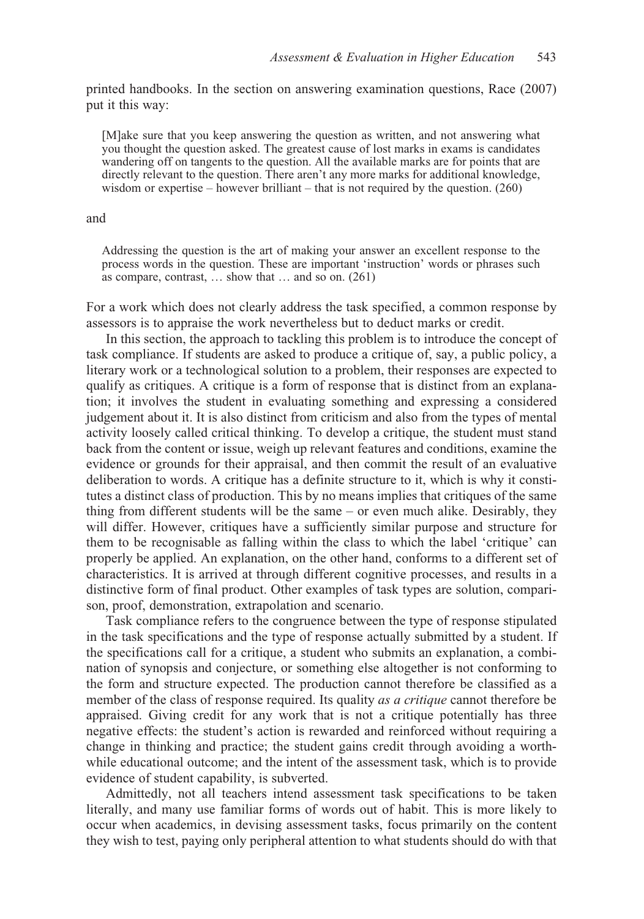printed handbooks. In the section on answering examination questions, Race (2007) put it this way:

> [M]ake sure that you keep answering the question as written, and not answering what you thought the question asked. The greatest cause of lost marks in exams is candidates wandering off on tangents to the question. All the available marks are for points that are directly relevant to the question. There aren't any more marks for additional knowledge, wisdom or expertise – however brilliant – that is not required by the question. (260)

and

> Addressing the question is the art of making your answer an excellent response to the process words in the question. These are important 'instruction' words or phrases such as compare, contrast, … show that … and so on. (261)

For a work which does not clearly address the task specified, a common response by assessors is to appraise the work nevertheless but to deduct marks or credit.

In this section, the approach to tackling this problem is to introduce the concept of task compliance. If students are asked to produce a critique of, say, a public policy, a literary work or a technological solution to a problem, their responses are expected to qualify as critiques. A critique is a form of response that is distinct from an explanation; it involves the student in evaluating something and expressing a considered judgement about it. It is also distinct from criticism and also from the types of mental activity loosely called critical thinking. To develop a critique, the student must stand back from the content or issue, weigh up relevant features and conditions, examine the evidence or grounds for their appraisal, and then commit the result of an evaluative deliberation to words. A critique has a definite structure to it, which is why it constitutes a distinct class of production. This by no means implies that critiques of the same thing from different students will be the same – or even much alike. Desirably, they will differ. However, critiques have a sufficiently similar purpose and structure for them to be recognisable as falling within the class to which the label 'critique' can properly be applied. An explanation, on the other hand, conforms to a different set of characteristics. It is arrived at through different cognitive processes, and results in a distinctive form of final product. Other examples of task types are solution, comparison, proof, demonstration, extrapolation and scenario.

Task compliance refers to the congruence between the type of response stipulated in the task specifications and the type of response actually submitted by a student. If the specifications call for a critique, a student who submits an explanation, a combination of synopsis and conjecture, or something else altogether is not conforming to the form and structure expected. The production cannot therefore be classified as a member of the class of response required. Its quality *as a critique* cannot therefore be appraised. Giving credit for any work that is not a critique potentially has three negative effects: the student's action is rewarded and reinforced without requiring a change in thinking and practice; the student gains credit through avoiding a worthwhile educational outcome; and the intent of the assessment task, which is to provide evidence of student capability, is subverted.

Admittedly, not all teachers intend assessment task specifications to be taken literally, and many use familiar forms of words out of habit. This is more likely to occur when academics, in devising assessment tasks, focus primarily on the content they wish to test, paying only peripheral attention to what students should do with that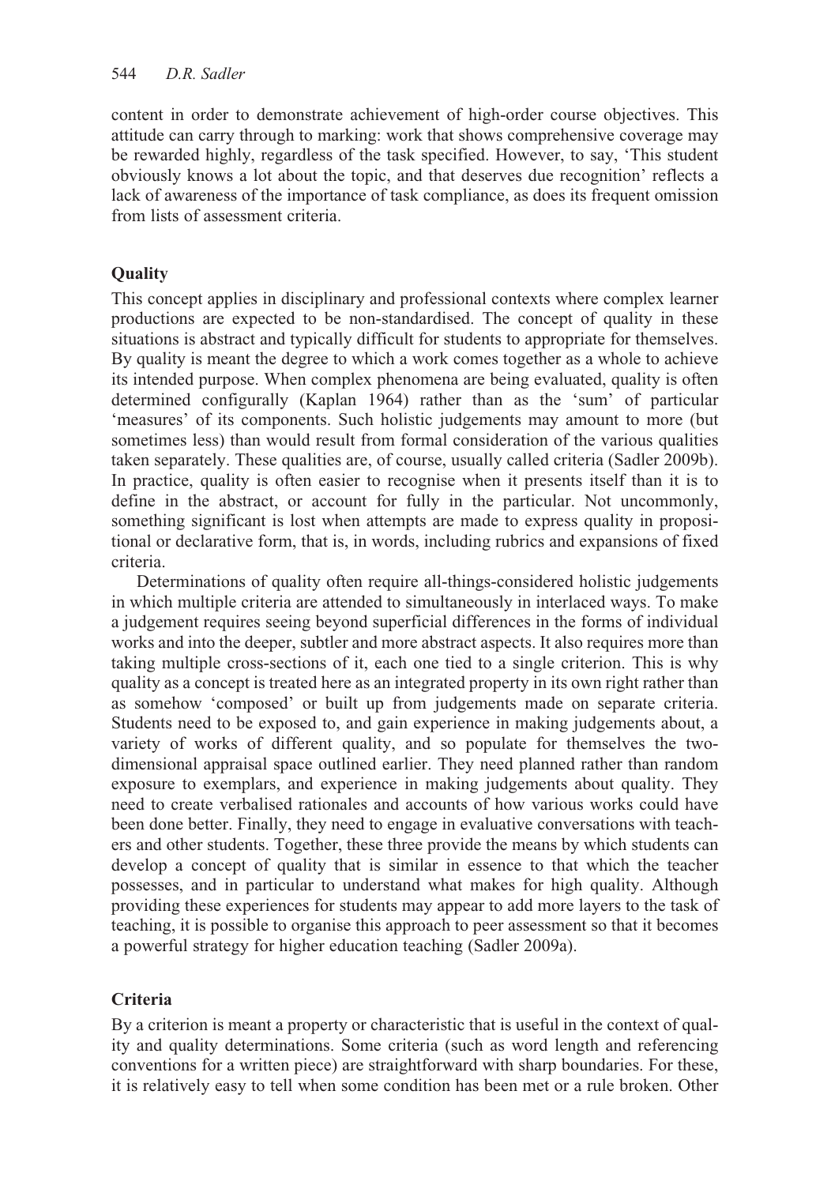content in order to demonstrate achievement of high-order course objectives. This attitude can carry through to marking: work that shows comprehensive coverage may be rewarded highly, regardless of the task specified. However, to say, 'This student obviously knows a lot about the topic, and that deserves due recognition' reflects a lack of awareness of the importance of task compliance, as does its frequent omission from lists of assessment criteria.

## Quality

This concept applies in disciplinary and professional contexts where complex learner productions are expected to be non-standardised. The concept of quality in these situations is abstract and typically difficult for students to appropriate for themselves. By quality is meant the degree to which a work comes together as a whole to achieve its intended purpose. When complex phenomena are being evaluated, quality is often determined configurally (Kaplan 1964) rather than as the 'sum' of particular 'measures' of its components. Such holistic judgements may amount to more (but sometimes less) than would result from formal consideration of the various qualities taken separately. These qualities are, of course, usually called criteria (Sadler 2009b). In practice, quality is often easier to recognise when it presents itself than it is to define in the abstract, or account for fully in the particular. Not uncommonly, something significant is lost when attempts are made to express quality in propositional or declarative form, that is, in words, including rubrics and expansions of fixed criteria.

Determinations of quality often require all-things-considered holistic judgements in which multiple criteria are attended to simultaneously in interlaced ways. To make a judgement requires seeing beyond superficial differences in the forms of individual works and into the deeper, subtler and more abstract aspects. It also requires more than taking multiple cross-sections of it, each one tied to a single criterion. This is why quality as a concept is treated here as an integrated property in its own right rather than as somehow 'composed' or built up from judgements made on separate criteria. Students need to be exposed to, and gain experience in making judgements about, a variety of works of different quality, and so populate for themselves the two-dimensional appraisal space outlined earlier. They need planned rather than random exposure to exemplars, and experience in making judgements about quality. They need to create verbalised rationales and accounts of how various works could have been done better. Finally, they need to engage in evaluative conversations with teachers and other students. Together, these three provide the means by which students can develop a concept of quality that is similar in essence to that which the teacher possesses, and in particular to understand what makes for high quality. Although providing these experiences for students may appear to add more layers to the task of teaching, it is possible to organise this approach to peer assessment so that it becomes a powerful strategy for higher education teaching (Sadler 2009a).

## Criteria

By a criterion is meant a property or characteristic that is useful in the context of quality and quality determinations. Some criteria (such as word length and referencing conventions for a written piece) are straightforward with sharp boundaries. For these, it is relatively easy to tell when some condition has been met or a rule broken. Other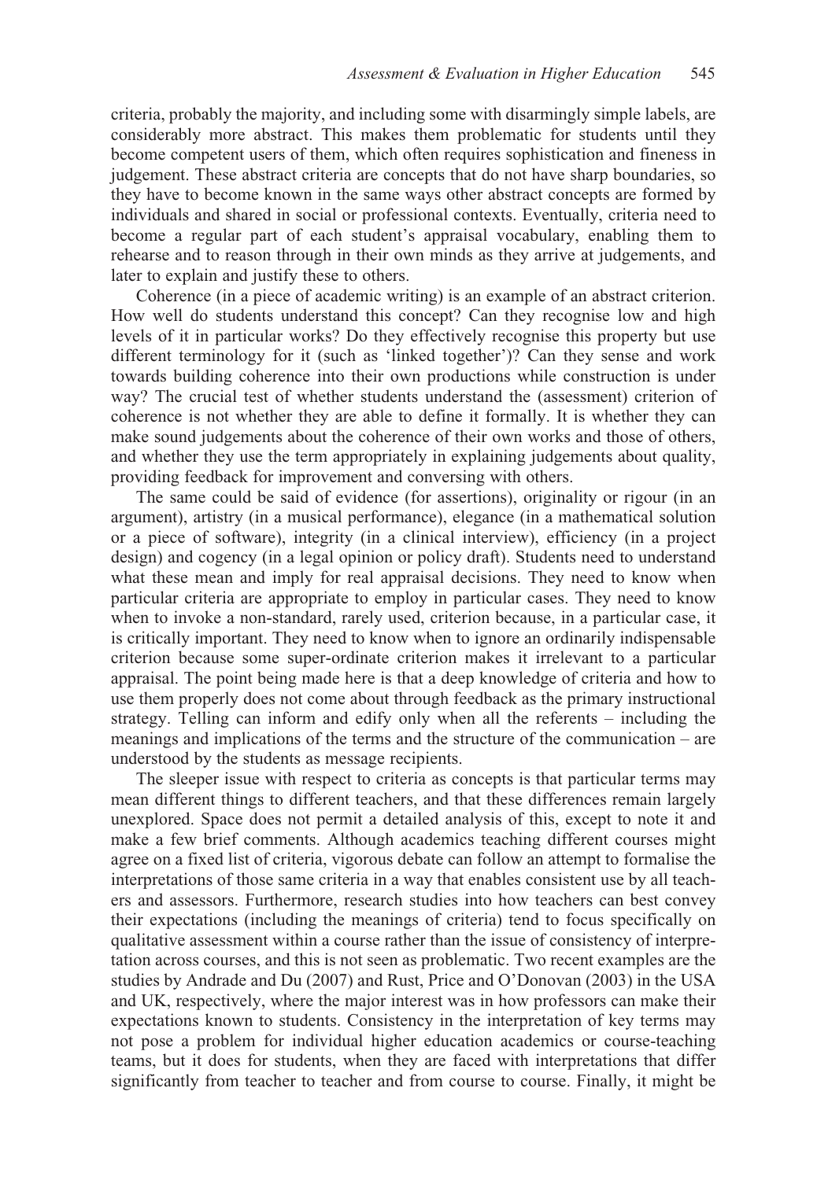criteria, probably the majority, and including some with disarmingly simple labels, are considerably more abstract. This makes them problematic for students until they become competent users of them, which often requires sophistication and fineness in judgement. These abstract criteria are concepts that do not have sharp boundaries, so they have to become known in the same ways other abstract concepts are formed by individuals and shared in social or professional contexts. Eventually, criteria need to become a regular part of each student's appraisal vocabulary, enabling them to rehearse and to reason through in their own minds as they arrive at judgements, and later to explain and justify these to others.

Coherence (in a piece of academic writing) is an example of an abstract criterion. How well do students understand this concept? Can they recognise low and high levels of it in particular works? Do they effectively recognise this property but use different terminology for it (such as 'linked together')? Can they sense and work towards building coherence into their own productions while construction is under way? The crucial test of whether students understand the (assessment) criterion of coherence is not whether they are able to define it formally. It is whether they can make sound judgements about the coherence of their own works and those of others, and whether they use the term appropriately in explaining judgements about quality, providing feedback for improvement and conversing with others.

The same could be said of evidence (for assertions), originality or rigour (in an argument), artistry (in a musical performance), elegance (in a mathematical solution or a piece of software), integrity (in a clinical interview), efficiency (in a project design) and cogency (in a legal opinion or policy draft). Students need to understand what these mean and imply for real appraisal decisions. They need to know when particular criteria are appropriate to employ in particular cases. They need to know when to invoke a non-standard, rarely used, criterion because, in a particular case, it is critically important. They need to know when to ignore an ordinarily indispensable criterion because some super-ordinate criterion makes it irrelevant to a particular appraisal. The point being made here is that a deep knowledge of criteria and how to use them properly does not come about through feedback as the primary instructional strategy. Telling can inform and edify only when all the referents – including the meanings and implications of the terms and the structure of the communication – are understood by the students as message recipients.

The sleeper issue with respect to criteria as concepts is that particular terms may mean different things to different teachers, and that these differences remain largely unexplored. Space does not permit a detailed analysis of this, except to note it and make a few brief comments. Although academics teaching different courses might agree on a fixed list of criteria, vigorous debate can follow an attempt to formalise the interpretations of those same criteria in a way that enables consistent use by all teachers and assessors. Furthermore, research studies into how teachers can best convey their expectations (including the meanings of criteria) tend to focus specifically on qualitative assessment within a course rather than the issue of consistency of interpretation across courses, and this is not seen as problematic. Two recent examples are the studies by Andrade and Du (2007) and Rust, Price and O'Donovan (2003) in the USA and UK, respectively, where the major interest was in how professors can make their expectations known to students. Consistency in the interpretation of key terms may not pose a problem for individual higher education academics or course-teaching teams, but it does for students, when they are faced with interpretations that differ significantly from teacher to teacher and from course to course. Finally, it might be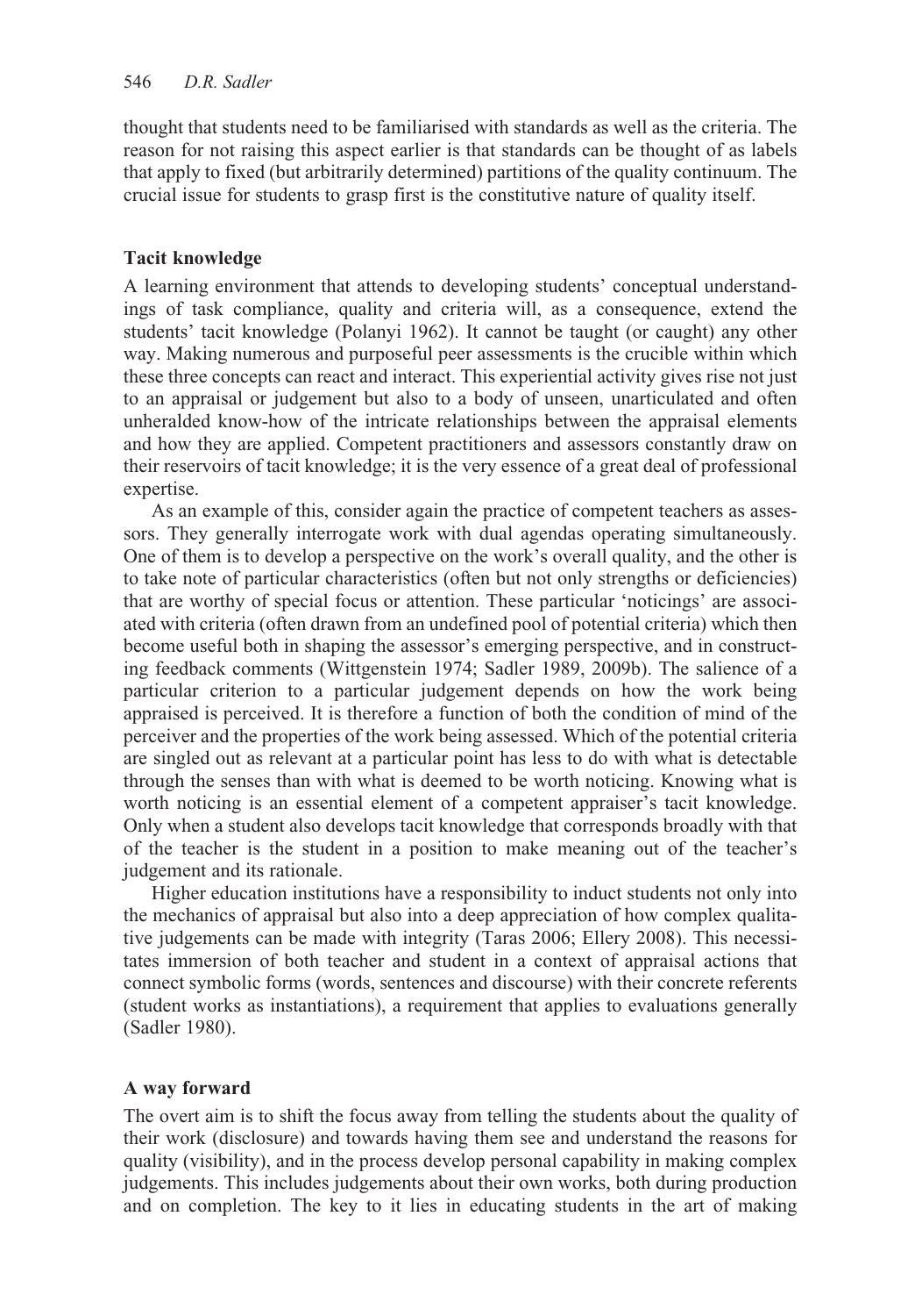thought that students need to be familiarised with standards as well as the criteria. The reason for not raising this aspect earlier is that standards can be thought of as labels that apply to fixed (but arbitrarily determined) partitions of the quality continuum. The crucial issue for students to grasp first is the constitutive nature of quality itself.

### Tacit knowledge

A learning environment that attends to developing students' conceptual understandings of task compliance, quality and criteria will, as a consequence, extend the students' tacit knowledge (Polanyi 1962). It cannot be taught (or caught) any other way. Making numerous and purposeful peer assessments is the crucible within which these three concepts can react and interact. This experiential activity gives rise not just to an appraisal or judgement but also to a body of unseen, unarticulated and often unheralded know-how of the intricate relationships between the appraisal elements and how they are applied. Competent practitioners and assessors constantly draw on their reservoirs of tacit knowledge; it is the very essence of a great deal of professional expertise.

As an example of this, consider again the practice of competent teachers as assessors. They generally interrogate work with dual agendas operating simultaneously. One of them is to develop a perspective on the work's overall quality, and the other is to take note of particular characteristics (often but not only strengths or deficiencies) that are worthy of special focus or attention. These particular 'noticings' are associated with criteria (often drawn from an undefined pool of potential criteria) which then become useful both in shaping the assessor's emerging perspective, and in constructing feedback comments (Wittgenstein 1974; Sadler 1989, 2009b). The salience of a particular criterion to a particular judgement depends on how the work being appraised is perceived. It is therefore a function of both the condition of mind of the perceiver and the properties of the work being assessed. Which of the potential criteria are singled out as relevant at a particular point has less to do with what is detectable through the senses than with what is deemed to be worth noticing. Knowing what is worth noticing is an essential element of a competent appraiser's tacit knowledge. Only when a student also develops tacit knowledge that corresponds broadly with that of the teacher is the student in a position to make meaning out of the teacher's judgement and its rationale.

Higher education institutions have a responsibility to induct students not only into the mechanics of appraisal but also into a deep appreciation of how complex qualitative judgements can be made with integrity (Taras 2006; Ellery 2008). This necessitates immersion of both teacher and student in a context of appraisal actions that connect symbolic forms (words, sentences and discourse) with their concrete referents (student works as instantiations), a requirement that applies to evaluations generally (Sadler 1980).

### A way forward

The overt aim is to shift the focus away from telling the students about the quality of their work (disclosure) and towards having them see and understand the reasons for quality (visibility), and in the process develop personal capability in making complex judgements. This includes judgements about their own works, both during production and on completion. The key to it lies in educating students in the art of making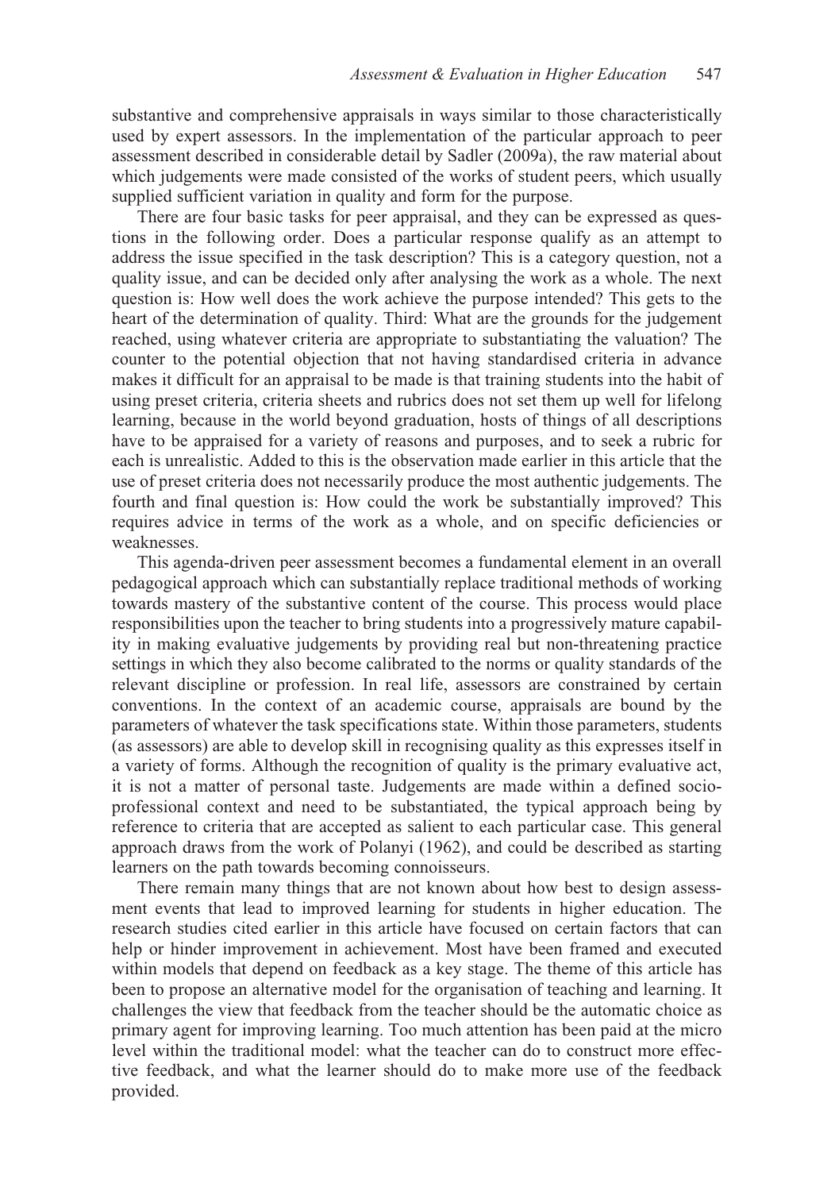substantive and comprehensive appraisals in ways similar to those characteristically used by expert assessors. In the implementation of the particular approach to peer assessment described in considerable detail by Sadler (2009a), the raw material about which judgements were made consisted of the works of student peers, which usually supplied sufficient variation in quality and form for the purpose.

There are four basic tasks for peer appraisal, and they can be expressed as questions in the following order. Does a particular response qualify as an attempt to address the issue specified in the task description? This is a category question, not a quality issue, and can be decided only after analysing the work as a whole. The next question is: How well does the work achieve the purpose intended? This gets to the heart of the determination of quality. Third: What are the grounds for the judgement reached, using whatever criteria are appropriate to substantiating the valuation? The counter to the potential objection that not having standardised criteria in advance makes it difficult for an appraisal to be made is that training students into the habit of using preset criteria, criteria sheets and rubrics does not set them up well for lifelong learning, because in the world beyond graduation, hosts of things of all descriptions have to be appraised for a variety of reasons and purposes, and to seek a rubric for each is unrealistic. Added to this is the observation made earlier in this article that the use of preset criteria does not necessarily produce the most authentic judgements. The fourth and final question is: How could the work be substantially improved? This requires advice in terms of the work as a whole, and on specific deficiencies or weaknesses.

This agenda-driven peer assessment becomes a fundamental element in an overall pedagogical approach which can substantially replace traditional methods of working towards mastery of the substantive content of the course. This process would place responsibilities upon the teacher to bring students into a progressively mature capability in making evaluative judgements by providing real but non-threatening practice settings in which they also become calibrated to the norms or quality standards of the relevant discipline or profession. In real life, assessors are constrained by certain conventions. In the context of an academic course, appraisals are bound by the parameters of whatever the task specifications state. Within those parameters, students (as assessors) are able to develop skill in recognising quality as this expresses itself in a variety of forms. Although the recognition of quality is the primary evaluative act, it is not a matter of personal taste. Judgements are made within a defined socio-professional context and need to be substantiated, the typical approach being by reference to criteria that are accepted as salient to each particular case. This general approach draws from the work of Polanyi (1962), and could be described as starting learners on the path towards becoming connoisseurs.

There remain many things that are not known about how best to design assessment events that lead to improved learning for students in higher education. The research studies cited earlier in this article have focused on certain factors that can help or hinder improvement in achievement. Most have been framed and executed within models that depend on feedback as a key stage. The theme of this article has been to propose an alternative model for the organisation of teaching and learning. It challenges the view that feedback from the teacher should be the automatic choice as primary agent for improving learning. Too much attention has been paid at the micro level within the traditional model: what the teacher can do to construct more effective feedback, and what the learner should do to make more use of the feedback provided.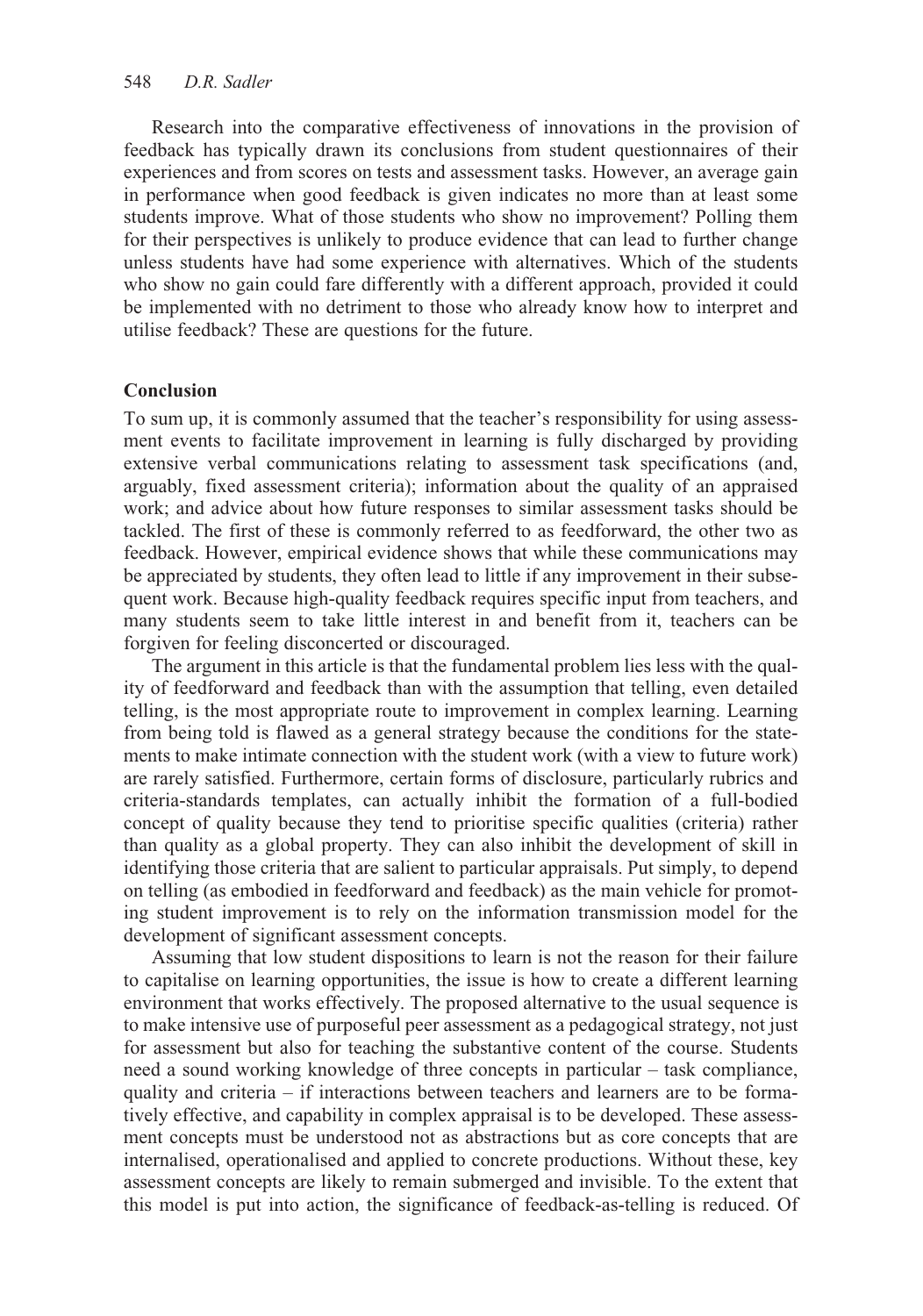Research into the comparative effectiveness of innovations in the provision of feedback has typically drawn its conclusions from student questionnaires of their experiences and from scores on tests and assessment tasks. However, an average gain in performance when good feedback is given indicates no more than at least some students improve. What of those students who show no improvement? Polling them for their perspectives is unlikely to produce evidence that can lead to further change unless students have had some experience with alternatives. Which of the students who show no gain could fare differently with a different approach, provided it could be implemented with no detriment to those who already know how to interpret and utilise feedback? These are questions for the future.

## Conclusion

To sum up, it is commonly assumed that the teacher's responsibility for using assessment events to facilitate improvement in learning is fully discharged by providing extensive verbal communications relating to assessment task specifications (and, arguably, fixed assessment criteria); information about the quality of an appraised work; and advice about how future responses to similar assessment tasks should be tackled. The first of these is commonly referred to as feedforward, the other two as feedback. However, empirical evidence shows that while these communications may be appreciated by students, they often lead to little if any improvement in their subsequent work. Because high-quality feedback requires specific input from teachers, and many students seem to take little interest in and benefit from it, teachers can be forgiven for feeling disconcerted or discouraged.

The argument in this article is that the fundamental problem lies less with the quality of feedforward and feedback than with the assumption that telling, even detailed telling, is the most appropriate route to improvement in complex learning. Learning from being told is flawed as a general strategy because the conditions for the statements to make intimate connection with the student work (with a view to future work) are rarely satisfied. Furthermore, certain forms of disclosure, particularly rubrics and criteria-standards templates, can actually inhibit the formation of a full-bodied concept of quality because they tend to prioritise specific qualities (criteria) rather than quality as a global property. They can also inhibit the development of skill in identifying those criteria that are salient to particular appraisals. Put simply, to depend on telling (as embodied in feedforward and feedback) as the main vehicle for promoting student improvement is to rely on the information transmission model for the development of significant assessment concepts.

Assuming that low student dispositions to learn is not the reason for their failure to capitalise on learning opportunities, the issue is how to create a different learning environment that works effectively. The proposed alternative to the usual sequence is to make intensive use of purposeful peer assessment as a pedagogical strategy, not just for assessment but also for teaching the substantive content of the course. Students need a sound working knowledge of three concepts in particular – task compliance, quality and criteria – if interactions between teachers and learners are to be formatively effective, and capability in complex appraisal is to be developed. These assessment concepts must be understood not as abstractions but as core concepts that are internalised, operationalised and applied to concrete productions. Without these, key assessment concepts are likely to remain submerged and invisible. To the extent that this model is put into action, the significance of feedback-as-telling is reduced. Of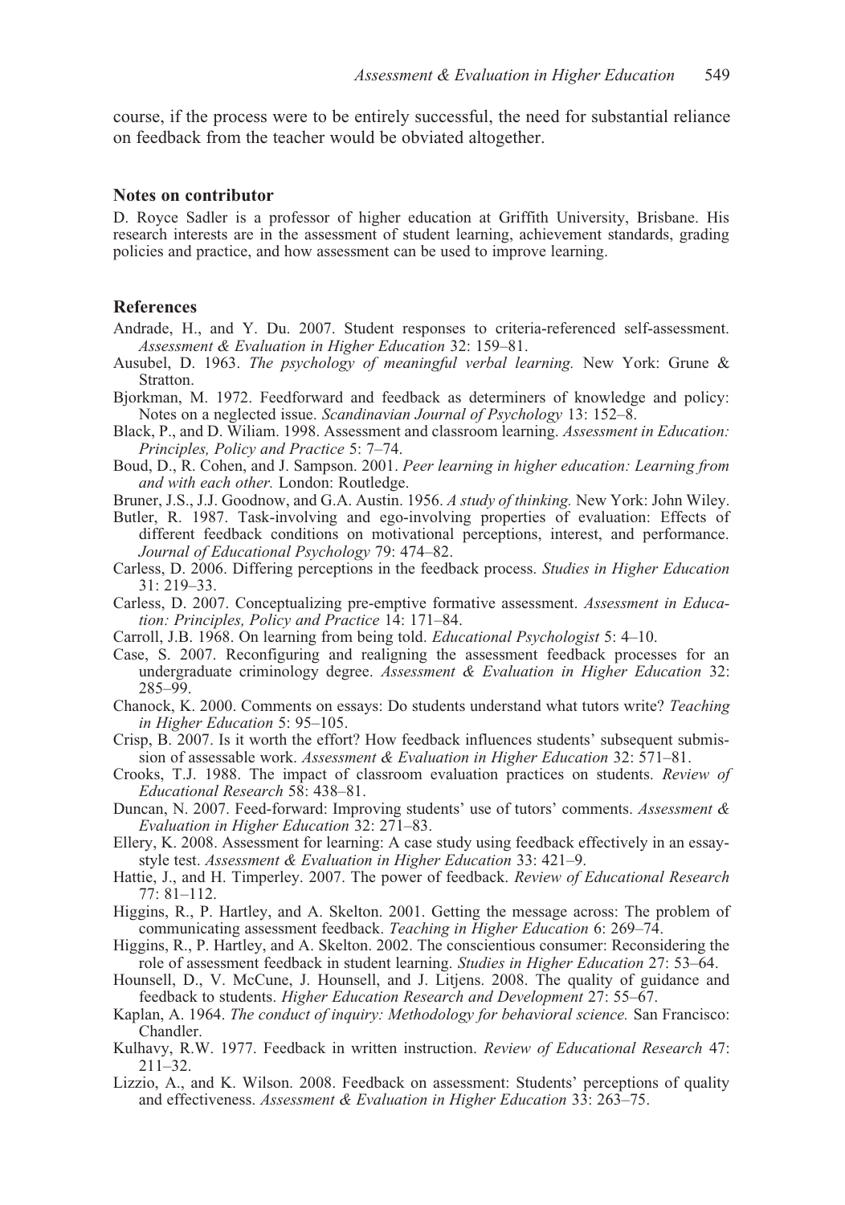course, if the process were to be entirely successful, the need for substantial reliance on feedback from the teacher would be obviated altogether.

## Notes on contributor

D. Royce Sadler is a professor of higher education at Griffith University, Brisbane. His research interests are in the assessment of student learning, achievement standards, grading policies and practice, and how assessment can be used to improve learning.

## References

Andrade, H., and Y. Du. 2007. Student responses to criteria-referenced self-assessment. *Assessment & Evaluation in Higher Education* 32: 159–81.

Ausubel, D. 1963. *The psychology of meaningful verbal learning.* New York: Grune & Stratton.

Bjorkman, M. 1972. Feedforward and feedback as determiners of knowledge and policy: Notes on a neglected issue. *Scandinavian Journal of Psychology* 13: 152–8.

Black, P., and D. Wiliam. 1998. Assessment and classroom learning. *Assessment in Education: Principles, Policy and Practice* 5: 7–74.

Boud, D., R. Cohen, and J. Sampson. 2001. *Peer learning in higher education: Learning from and with each other.* London: Routledge.

Bruner, J.S., J.J. Goodnow, and G.A. Austin. 1956. *A study of thinking.* New York: John Wiley.

Butler, R. 1987. Task-involving and ego-involving properties of evaluation: Effects of different feedback conditions on motivational perceptions, interest, and performance. *Journal of Educational Psychology* 79: 474–82.

Carless, D. 2006. Differing perceptions in the feedback process. *Studies in Higher Education* 31: 219–33.

Carless, D. 2007. Conceptualizing pre-emptive formative assessment. *Assessment in Education: Principles, Policy and Practice* 14: 171–84.

Carroll, J.B. 1968. On learning from being told. *Educational Psychologist* 5: 4–10.

Case, S. 2007. Reconfiguring and realigning the assessment feedback processes for an undergraduate criminology degree. *Assessment & Evaluation in Higher Education* 32: 285–99.

Chanock, K. 2000. Comments on essays: Do students understand what tutors write? *Teaching in Higher Education* 5: 95–105.

Crisp, B. 2007. Is it worth the effort? How feedback influences students' subsequent submission of assessable work. *Assessment & Evaluation in Higher Education* 32: 571–81.

Crooks, T.J. 1988. The impact of classroom evaluation practices on students. *Review of Educational Research* 58: 438–81.

Duncan, N. 2007. Feed-forward: Improving students' use of tutors' comments. *Assessment & Evaluation in Higher Education* 32: 271–83.

Ellery, K. 2008. Assessment for learning: A case study using feedback effectively in an essay-style test. *Assessment & Evaluation in Higher Education* 33: 421–9.

Hattie, J., and H. Timperley. 2007. The power of feedback. *Review of Educational Research* 77: 81–112.

Higgins, R., P. Hartley, and A. Skelton. 2001. Getting the message across: The problem of communicating assessment feedback. *Teaching in Higher Education* 6: 269–74.

Higgins, R., P. Hartley, and A. Skelton. 2002. The conscientious consumer: Reconsidering the role of assessment feedback in student learning. *Studies in Higher Education* 27: 53–64.

Hounsell, D., V. McCune, J. Hounsell, and J. Litjens. 2008. The quality of guidance and feedback to students. *Higher Education Research and Development* 27: 55–67.

Kaplan, A. 1964. *The conduct of inquiry: Methodology for behavioral science.* San Francisco: Chandler.

Kulhavy, R.W. 1977. Feedback in written instruction. *Review of Educational Research* 47: 211–32.

Lizzio, A., and K. Wilson. 2008. Feedback on assessment: Students' perceptions of quality and effectiveness. *Assessment & Evaluation in Higher Education* 33: 263–75.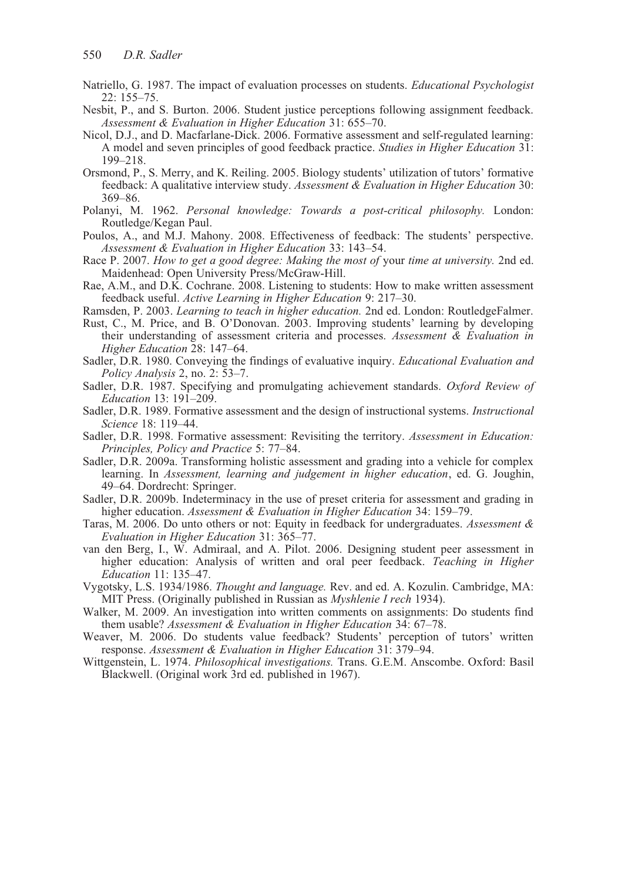Natriello, G. 1987. The impact of evaluation processes on students. *Educational Psychologist* 22: 155–75.

Nesbit, P., and S. Burton. 2006. Student justice perceptions following assignment feedback. *Assessment & Evaluation in Higher Education* 31: 655–70.

Nicol, D.J., and D. Macfarlane-Dick. 2006. Formative assessment and self-regulated learning: A model and seven principles of good feedback practice. *Studies in Higher Education* 31: 199–218.

Orsmond, P., S. Merry, and K. Reiling. 2005. Biology students' utilization of tutors' formative feedback: A qualitative interview study. *Assessment & Evaluation in Higher Education* 30: 369–86.

Polanyi, M. 1962. *Personal knowledge: Towards a post-critical philosophy.* London: Routledge/Kegan Paul.

Poulos, A., and M.J. Mahony. 2008. Effectiveness of feedback: The students' perspective. *Assessment & Evaluation in Higher Education* 33: 143–54.

Race P. 2007. *How to get a good degree: Making the most of* your *time at university.* 2nd ed. Maidenhead: Open University Press/McGraw-Hill.

Rae, A.M., and D.K. Cochrane. 2008. Listening to students: How to make written assessment feedback useful. *Active Learning in Higher Education* 9: 217–30.

Ramsden, P. 2003. *Learning to teach in higher education.* 2nd ed. London: RoutledgeFalmer.

Rust, C., M. Price, and B. O'Donovan. 2003. Improving students' learning by developing their understanding of assessment criteria and processes. *Assessment & Evaluation in Higher Education* 28: 147–64.

Sadler, D.R. 1980. Conveying the findings of evaluative inquiry. *Educational Evaluation and Policy Analysis* 2, no. 2: 53–7.

Sadler, D.R. 1987. Specifying and promulgating achievement standards. *Oxford Review of Education* 13: 191–209.

Sadler, D.R. 1989. Formative assessment and the design of instructional systems. *Instructional Science* 18: 119–44.

Sadler, D.R. 1998. Formative assessment: Revisiting the territory. *Assessment in Education: Principles, Policy and Practice* 5: 77–84.

Sadler, D.R. 2009a. Transforming holistic assessment and grading into a vehicle for complex learning. In *Assessment, learning and judgement in higher education*, ed. G. Joughin, 49–64. Dordrecht: Springer.

Sadler, D.R. 2009b. Indeterminacy in the use of preset criteria for assessment and grading in higher education. *Assessment & Evaluation in Higher Education* 34: 159–79.

Taras, M. 2006. Do unto others or not: Equity in feedback for undergraduates. *Assessment & Evaluation in Higher Education* 31: 365–77.

van den Berg, I., W. Admiraal, and A. Pilot. 2006. Designing student peer assessment in higher education: Analysis of written and oral peer feedback. *Teaching in Higher Education* 11: 135–47.

Vygotsky, L.S. 1934/1986. *Thought and language.* Rev. and ed. A. Kozulin. Cambridge, MA: MIT Press. (Originally published in Russian as *Myshlenie I rech* 1934).

Walker, M. 2009. An investigation into written comments on assignments: Do students find them usable? *Assessment & Evaluation in Higher Education* 34: 67–78.

Weaver, M. 2006. Do students value feedback? Students' perception of tutors' written response. *Assessment & Evaluation in Higher Education* 31: 379–94.

Wittgenstein, L. 1974. *Philosophical investigations.* Trans. G.E.M. Anscombe. Oxford: Basil Blackwell. (Original work 3rd ed. published in 1967).